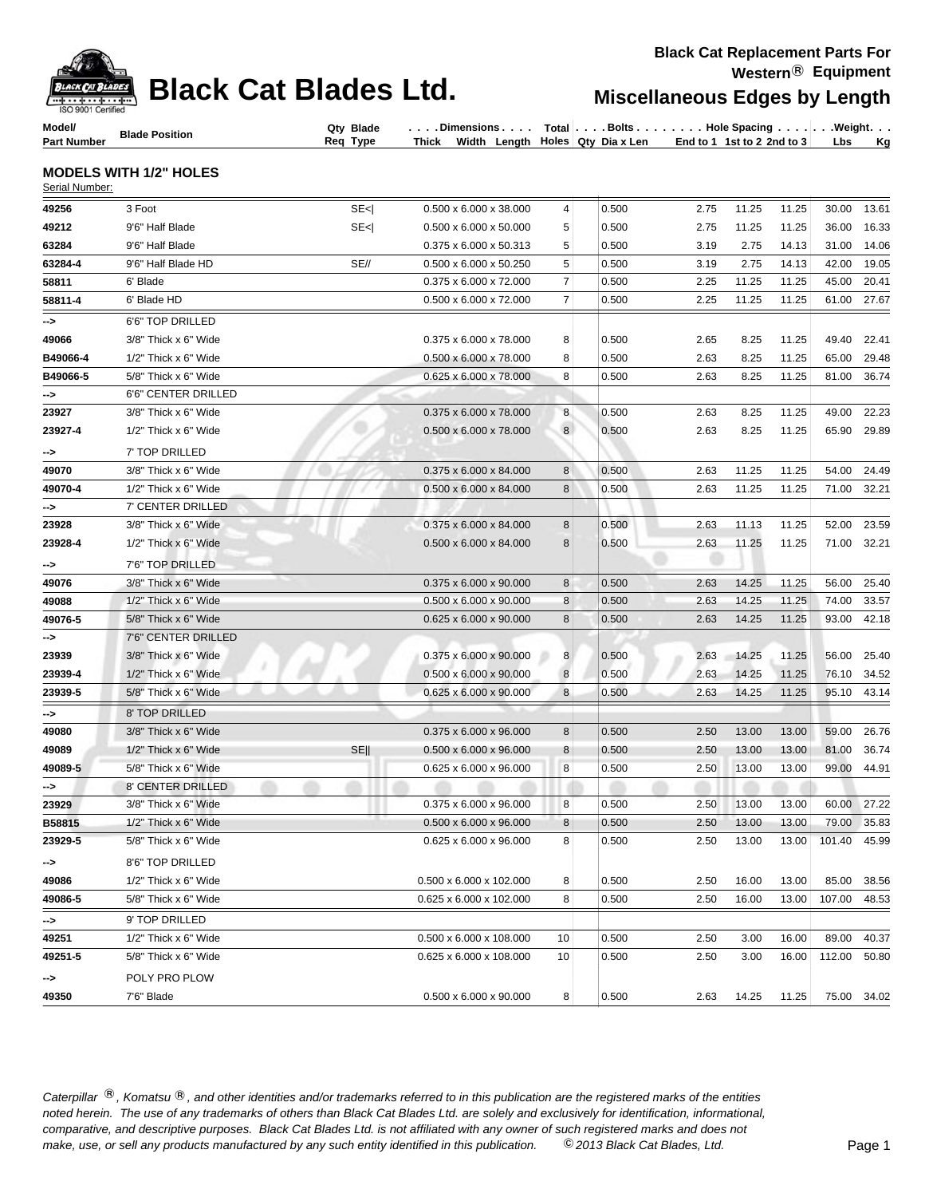# Black Cat Blades Ltd.

**Black Cat Replacement Parts For Western® Equipment**

## Miscellaneous Edges by Length

### MODELS WITH 1/2" HOLES

Serial Number:

| Model/ Part Number | Blade Position | Qty Req | Blade Type | Dimensions Thick x Width x Length | Total Holes | Bolts Qty | Bolts Dia x Len | Hole Spacing End to 1 | 1st to 2 | 2nd to 3 | Weight Lbs | Kg |
|---|---|---|---|---|---|---|---|---|---|---|---|---|
| 49256 | 3 Foot | | SE<\| | 0.500 x 6.000 x 38.000 | 4 | | 0.500 | 2.75 | 11.25 | 11.25 | 30.00 | 13.61 |
| 49212 | 9'6" Half Blade | | SE<\| | 0.500 x 6.000 x 50.000 | 5 | | 0.500 | 2.75 | 11.25 | 11.25 | 36.00 | 16.33 |
| 63284 | 9'6" Half Blade | | | 0.375 x 6.000 x 50.313 | 5 | | 0.500 | 3.19 | 2.75 | 14.13 | 31.00 | 14.06 |
| 63284-4 | 9'6" Half Blade HD | | SE// | 0.500 x 6.000 x 50.250 | 5 | | 0.500 | 3.19 | 2.75 | 14.13 | 42.00 | 19.05 |
| 58811 | 6' Blade | | | 0.375 x 6.000 x 72.000 | 7 | | 0.500 | 2.25 | 11.25 | 11.25 | 45.00 | 20.41 |
| 58811-4 | 6' Blade HD | | | 0.500 x 6.000 x 72.000 | 7 | | 0.500 | 2.25 | 11.25 | 11.25 | 61.00 | 27.67 |
| --> | 6'6" TOP DRILLED | | | | | | | | | | | |
| 49066 | 3/8" Thick x 6" Wide | | | 0.375 x 6.000 x 78.000 | 8 | | 0.500 | 2.65 | 8.25 | 11.25 | 49.40 | 22.41 |
| B49066-4 | 1/2" Thick x 6" Wide | | | 0.500 x 6.000 x 78.000 | 8 | | 0.500 | 2.63 | 8.25 | 11.25 | 65.00 | 29.48 |
| B49066-5 | 5/8" Thick x 6" Wide | | | 0.625 x 6.000 x 78.000 | 8 | | 0.500 | 2.63 | 8.25 | 11.25 | 81.00 | 36.74 |
| --> | 6'6" CENTER DRILLED | | | | | | | | | | | |
| 23927 | 3/8" Thick x 6" Wide | | | 0.375 x 6.000 x 78.000 | 8 | | 0.500 | 2.63 | 8.25 | 11.25 | 49.00 | 22.23 |
| 23927-4 | 1/2" Thick x 6" Wide | | | 0.500 x 6.000 x 78.000 | 8 | | 0.500 | 2.63 | 8.25 | 11.25 | 65.90 | 29.89 |
| --> | 7' TOP DRILLED | | | | | | | | | | | |
| 49070 | 3/8" Thick x 6" Wide | | | 0.375 x 6.000 x 84.000 | 8 | | 0.500 | 2.63 | 11.25 | 11.25 | 54.00 | 24.49 |
| 49070-4 | 1/2" Thick x 6" Wide | | | 0.500 x 6.000 x 84.000 | 8 | | 0.500 | 2.63 | 11.25 | 11.25 | 71.00 | 32.21 |
| --> | 7' CENTER DRILLED | | | | | | | | | | | |
| 23928 | 3/8" Thick x 6" Wide | | | 0.375 x 6.000 x 84.000 | 8 | | 0.500 | 2.63 | 11.13 | 11.25 | 52.00 | 23.59 |
| 23928-4 | 1/2" Thick x 6" Wide | | | 0.500 x 6.000 x 84.000 | 8 | | 0.500 | 2.63 | 11.25 | 11.25 | 71.00 | 32.21 |
| --> | 7'6" TOP DRILLED | | | | | | | | | | | |
| 49076 | 3/8" Thick x 6" Wide | | | 0.375 x 6.000 x 90.000 | 8 | | 0.500 | 2.63 | 14.25 | 11.25 | 56.00 | 25.40 |
| 49088 | 1/2" Thick x 6" Wide | | | 0.500 x 6.000 x 90.000 | 8 | | 0.500 | 2.63 | 14.25 | 11.25 | 74.00 | 33.57 |
| 49076-5 | 5/8" Thick x 6" Wide | | | 0.625 x 6.000 x 90.000 | 8 | | 0.500 | 2.63 | 14.25 | 11.25 | 93.00 | 42.18 |
| --> | 7'6" CENTER DRILLED | | | | | | | | | | | |
| 23939 | 3/8" Thick x 6" Wide | | | 0.375 x 6.000 x 90.000 | 8 | | 0.500 | 2.63 | 14.25 | 11.25 | 56.00 | 25.40 |
| 23939-4 | 1/2" Thick x 6" Wide | | | 0.500 x 6.000 x 90.000 | 8 | | 0.500 | 2.63 | 14.25 | 11.25 | 76.10 | 34.52 |
| 23939-5 | 5/8" Thick x 6" Wide | | | 0.625 x 6.000 x 90.000 | 8 | | 0.500 | 2.63 | 14.25 | 11.25 | 95.10 | 43.14 |
| --> | 8' TOP DRILLED | | | | | | | | | | | |
| 49080 | 3/8" Thick x 6" Wide | | | 0.375 x 6.000 x 96.000 | 8 | | 0.500 | 2.50 | 13.00 | 13.00 | 59.00 | 26.76 |
| 49089 | 1/2" Thick x 6" Wide | | SE\|\| | 0.500 x 6.000 x 96.000 | 8 | | 0.500 | 2.50 | 13.00 | 13.00 | 81.00 | 36.74 |
| 49089-5 | 5/8" Thick x 6" Wide | | | 0.625 x 6.000 x 96.000 | 8 | | 0.500 | 2.50 | 13.00 | 13.00 | 99.00 | 44.91 |
| --> | 8' CENTER DRILLED | | | | | | | | | | | |
| 23929 | 3/8" Thick x 6" Wide | | | 0.375 x 6.000 x 96.000 | 8 | | 0.500 | 2.50 | 13.00 | 13.00 | 60.00 | 27.22 |
| B58815 | 1/2" Thick x 6" Wide | | | 0.500 x 6.000 x 96.000 | 8 | | 0.500 | 2.50 | 13.00 | 13.00 | 79.00 | 35.83 |
| 23929-5 | 5/8" Thick x 6" Wide | | | 0.625 x 6.000 x 96.000 | 8 | | 0.500 | 2.50 | 13.00 | 13.00 | 101.40 | 45.99 |
| --> | 8'6" TOP DRILLED | | | | | | | | | | | |
| 49086 | 1/2" Thick x 6" Wide | | | 0.500 x 6.000 x 102.000 | 8 | | 0.500 | 2.50 | 16.00 | 13.00 | 85.00 | 38.56 |
| 49086-5 | 5/8" Thick x 6" Wide | | | 0.625 x 6.000 x 102.000 | 8 | | 0.500 | 2.50 | 16.00 | 13.00 | 107.00 | 48.53 |
| --> | 9' TOP DRILLED | | | | | | | | | | | |
| 49251 | 1/2" Thick x 6" Wide | | | 0.500 x 6.000 x 108.000 | 10 | | 0.500 | 2.50 | 3.00 | 16.00 | 89.00 | 40.37 |
| 49251-5 | 5/8" Thick x 6" Wide | | | 0.625 x 6.000 x 108.000 | 10 | | 0.500 | 2.50 | 3.00 | 16.00 | 112.00 | 50.80 |
| --> | POLY PRO PLOW | | | | | | | | | | | |
| 49350 | 7'6" Blade | | | 0.500 x 6.000 x 90.000 | 8 | | 0.500 | 2.63 | 14.25 | 11.25 | 75.00 | 34.02 |

*Caterpillar ®, Komatsu ®, and other identities and/or trademarks referred to in this publication are the registered marks of the entities noted herein. The use of any trademarks of others than Black Cat Blades Ltd. are solely and exclusively for identification, informational, comparative, and descriptive purposes. Black Cat Blades Ltd. is not affiliated with any owner of such registered marks and does not make, use, or sell any products manufactured by any such entity identified in this publication. © 2013 Black Cat Blades, Ltd.*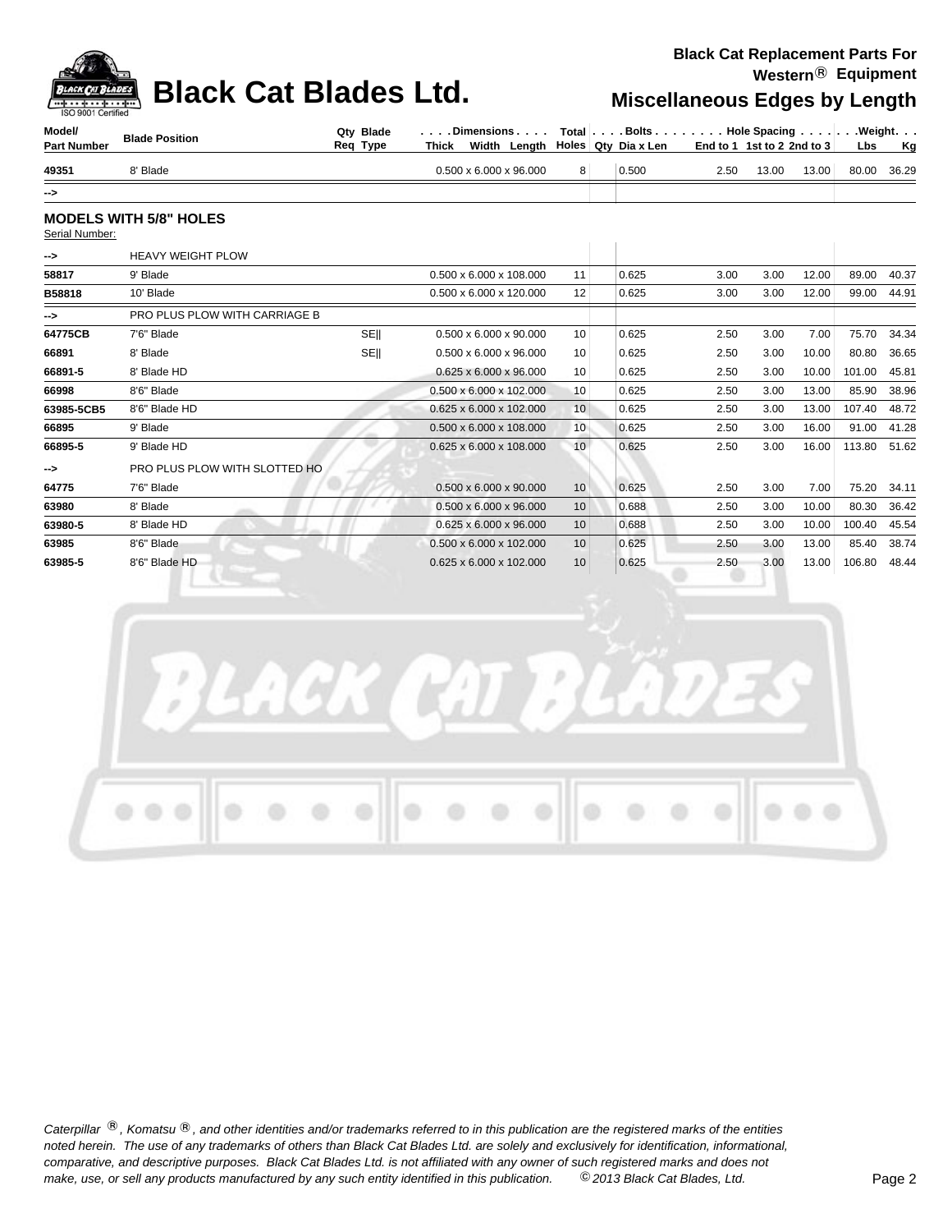# Black Cat Blades Ltd.

**Black Cat Replacement Parts For Western® Equipment**

**Miscellaneous Edges by Length**

| Model/ Part Number | Blade Position | Qty Req | Blade Type | Dimensions Thick Width Length | Total Holes | Bolts Qty | Dia x Len | Hole Spacing End to 1 | 1st to 2 | 2nd to 3 | Weight Lbs | Kg |
|---|---|---|---|---|---|---|---|---|---|---|---|---|
| 49351 | 8' Blade | | | 0.500 x 6.000 x 96.000 | 8 | | 0.500 | 2.50 | 13.00 | 13.00 | 80.00 | 36.29 |
| --> | | | | | | | | | | | | |

## MODELS WITH 5/8" HOLES

Serial Number:

| Model/ Part Number | Blade Position | Qty Req | Blade Type | Dimensions Thick Width Length | Total Holes | Bolts Qty | Dia x Len | Hole Spacing End to 1 | 1st to 2 | 2nd to 3 | Weight Lbs | Kg |
|---|---|---|---|---|---|---|---|---|---|---|---|---|
| --> | HEAVY WEIGHT PLOW | | | | | | | | | | | |
| 58817 | 9' Blade | | | 0.500 x 6.000 x 108.000 | 11 | | 0.625 | 3.00 | 3.00 | 12.00 | 89.00 | 40.37 |
| B58818 | 10' Blade | | | 0.500 x 6.000 x 120.000 | 12 | | 0.625 | 3.00 | 3.00 | 12.00 | 99.00 | 44.91 |
| --> | PRO PLUS PLOW WITH CARRIAGE B | | | | | | | | | | | |
| 64775CB | 7'6" Blade | | SE\|\| | 0.500 x 6.000 x 90.000 | 10 | | 0.625 | 2.50 | 3.00 | 7.00 | 75.70 | 34.34 |
| 66891 | 8' Blade | | SE\|\| | 0.500 x 6.000 x 96.000 | 10 | | 0.625 | 2.50 | 3.00 | 10.00 | 80.80 | 36.65 |
| 66891-5 | 8' Blade HD | | | 0.625 x 6.000 x 96.000 | 10 | | 0.625 | 2.50 | 3.00 | 10.00 | 101.00 | 45.81 |
| 66998 | 8'6" Blade | | | 0.500 x 6.000 x 102.000 | 10 | | 0.625 | 2.50 | 3.00 | 13.00 | 85.90 | 38.96 |
| 63985-5CB5 | 8'6" Blade HD | | | 0.625 x 6.000 x 102.000 | 10 | | 0.625 | 2.50 | 3.00 | 13.00 | 107.40 | 48.72 |
| 66895 | 9' Blade | | | 0.500 x 6.000 x 108.000 | 10 | | 0.625 | 2.50 | 3.00 | 16.00 | 91.00 | 41.28 |
| 66895-5 | 9' Blade HD | | | 0.625 x 6.000 x 108.000 | 10 | | 0.625 | 2.50 | 3.00 | 16.00 | 113.80 | 51.62 |
| --> | PRO PLUS PLOW WITH SLOTTED HO | | | | | | | | | | | |
| 64775 | 7'6" Blade | | | 0.500 x 6.000 x 90.000 | 10 | | 0.625 | 2.50 | 3.00 | 7.00 | 75.20 | 34.11 |
| 63980 | 8' Blade | | | 0.500 x 6.000 x 96.000 | 10 | | 0.688 | 2.50 | 3.00 | 10.00 | 80.30 | 36.42 |
| 63980-5 | 8' Blade HD | | | 0.625 x 6.000 x 96.000 | 10 | | 0.688 | 2.50 | 3.00 | 10.00 | 100.40 | 45.54 |
| 63985 | 8'6" Blade | | | 0.500 x 6.000 x 102.000 | 10 | | 0.625 | 2.50 | 3.00 | 13.00 | 85.40 | 38.74 |
| 63985-5 | 8'6" Blade HD | | | 0.625 x 6.000 x 102.000 | 10 | | 0.625 | 2.50 | 3.00 | 13.00 | 106.80 | 48.44 |

*Caterpillar ®, Komatsu ®, and other identities and/or trademarks referred to in this publication are the registered marks of the entities noted herein. The use of any trademarks of others than Black Cat Blades Ltd. are solely and exclusively for identification, informational, comparative, and descriptive purposes. Black Cat Blades Ltd. is not affiliated with any owner of such registered marks and does not make, use, or sell any products manufactured by any such entity identified in this publication. © 2013 Black Cat Blades, Ltd.*